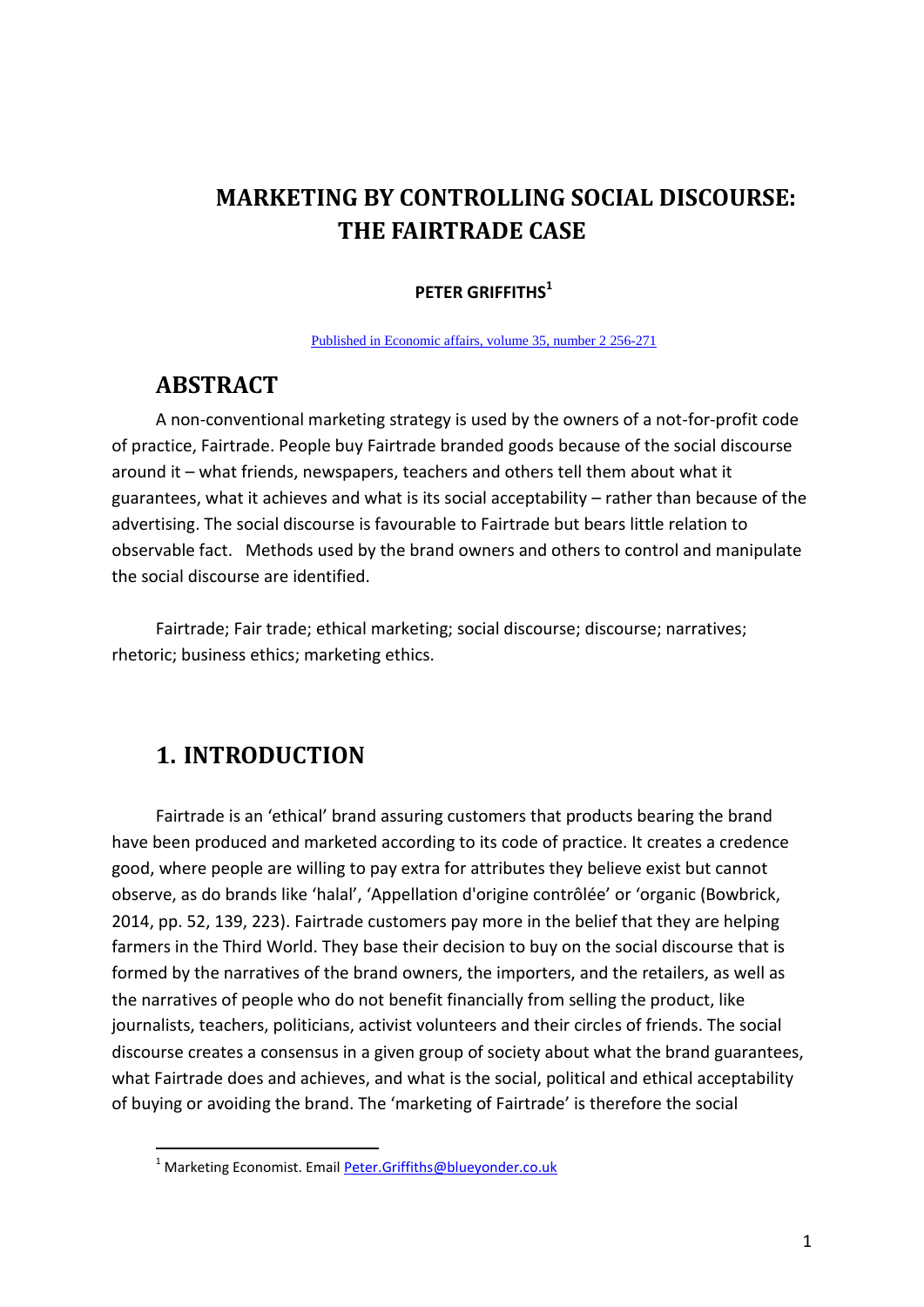# MARKETING BY CONTROLLING SOCIAL DISCOURSE: THE FAIRTRADE CASE

**PETER GRIFFITHS**[1]

Published in Economic affairs, volume 35, number 2 256-271

## ABSTRACT

A non-conventional marketing strategy is used by the owners of a not-for-profit code of practice, Fairtrade. People buy Fairtrade branded goods because of the social discourse around it – what friends, newspapers, teachers and others tell them about what it guarantees, what it achieves and what is its social acceptability – rather than because of the advertising. The social discourse is favourable to Fairtrade but bears little relation to observable fact. Methods used by the brand owners and others to control and manipulate the social discourse are identified.

Fairtrade; Fair trade; ethical marketing; social discourse; discourse; narratives; rhetoric; business ethics; marketing ethics.

## 1. INTRODUCTION

Fairtrade is an 'ethical' brand assuring customers that products bearing the brand have been produced and marketed according to its code of practice. It creates a credence good, where people are willing to pay extra for attributes they believe exist but cannot observe, as do brands like 'halal', 'Appellation d'origine contrôlée' or 'organic (Bowbrick, 2014, pp. 52, 139, 223). Fairtrade customers pay more in the belief that they are helping farmers in the Third World. They base their decision to buy on the social discourse that is formed by the narratives of the brand owners, the importers, and the retailers, as well as the narratives of people who do not benefit financially from selling the product, like journalists, teachers, politicians, activist volunteers and their circles of friends. The social discourse creates a consensus in a given group of society about what the brand guarantees, what Fairtrade does and achieves, and what is the social, political and ethical acceptability of buying or avoiding the brand. The 'marketing of Fairtrade' is therefore the social

[1] Marketing Economist. Email Peter.Griffiths@blueyonder.co.uk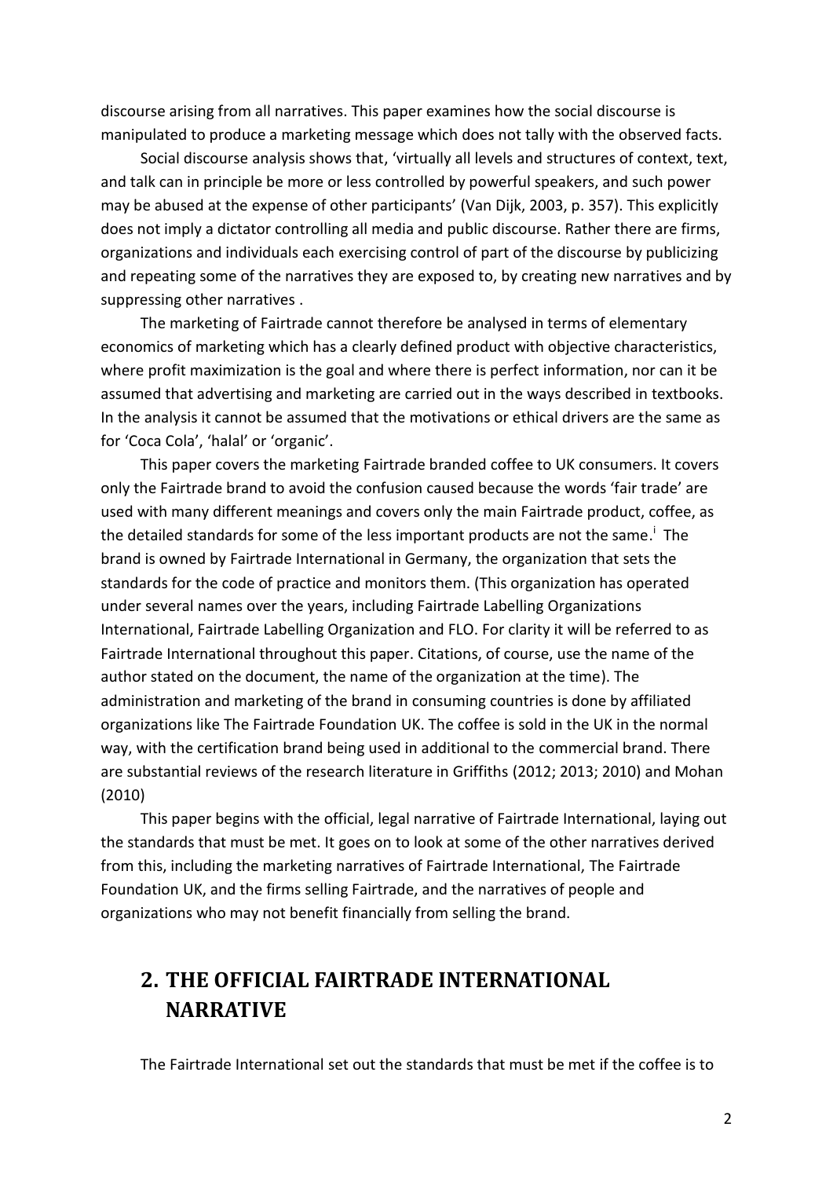discourse arising from all narratives. This paper examines how the social discourse is manipulated to produce a marketing message which does not tally with the observed facts.

Social discourse analysis shows that, 'virtually all levels and structures of context, text, and talk can in principle be more or less controlled by powerful speakers, and such power may be abused at the expense of other participants' (Van Dijk, 2003, p. 357). This explicitly does not imply a dictator controlling all media and public discourse. Rather there are firms, organizations and individuals each exercising control of part of the discourse by publicizing and repeating some of the narratives they are exposed to, by creating new narratives and by suppressing other narratives .

The marketing of Fairtrade cannot therefore be analysed in terms of elementary economics of marketing which has a clearly defined product with objective characteristics, where profit maximization is the goal and where there is perfect information, nor can it be assumed that advertising and marketing are carried out in the ways described in textbooks. In the analysis it cannot be assumed that the motivations or ethical drivers are the same as for 'Coca Cola', 'halal' or 'organic'.

This paper covers the marketing Fairtrade branded coffee to UK consumers. It covers only the Fairtrade brand to avoid the confusion caused because the words 'fair trade' are used with many different meanings and covers only the main Fairtrade product, coffee, as the detailed standards for some of the less important products are not the same.[i] The brand is owned by Fairtrade International in Germany, the organization that sets the standards for the code of practice and monitors them. (This organization has operated under several names over the years, including Fairtrade Labelling Organizations International, Fairtrade Labelling Organization and FLO. For clarity it will be referred to as Fairtrade International throughout this paper. Citations, of course, use the name of the author stated on the document, the name of the organization at the time). The administration and marketing of the brand in consuming countries is done by affiliated organizations like The Fairtrade Foundation UK. The coffee is sold in the UK in the normal way, with the certification brand being used in additional to the commercial brand. There are substantial reviews of the research literature in Griffiths (2012; 2013; 2010) and Mohan (2010)

This paper begins with the official, legal narrative of Fairtrade International, laying out the standards that must be met. It goes on to look at some of the other narratives derived from this, including the marketing narratives of Fairtrade International, The Fairtrade Foundation UK, and the firms selling Fairtrade, and the narratives of people and organizations who may not benefit financially from selling the brand.

## 2. THE OFFICIAL FAIRTRADE INTERNATIONAL NARRATIVE

The Fairtrade International set out the standards that must be met if the coffee is to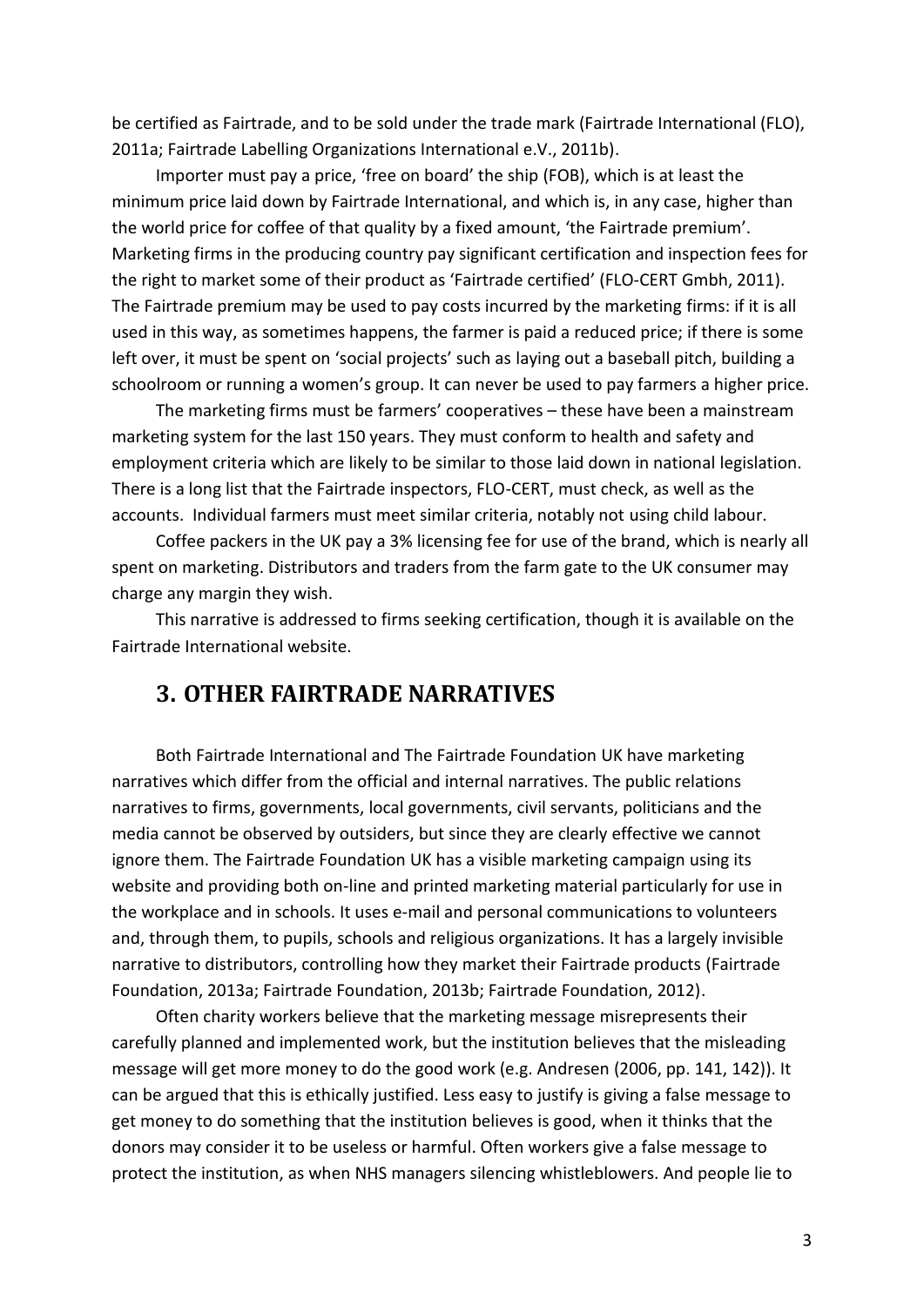be certified as Fairtrade, and to be sold under the trade mark (Fairtrade International (FLO), 2011a; Fairtrade Labelling Organizations International e.V., 2011b).

Importer must pay a price, 'free on board' the ship (FOB), which is at least the minimum price laid down by Fairtrade International, and which is, in any case, higher than the world price for coffee of that quality by a fixed amount, 'the Fairtrade premium'. Marketing firms in the producing country pay significant certification and inspection fees for the right to market some of their product as 'Fairtrade certified' (FLO-CERT Gmbh, 2011). The Fairtrade premium may be used to pay costs incurred by the marketing firms: if it is all used in this way, as sometimes happens, the farmer is paid a reduced price; if there is some left over, it must be spent on 'social projects' such as laying out a baseball pitch, building a schoolroom or running a women's group. It can never be used to pay farmers a higher price.

The marketing firms must be farmers' cooperatives – these have been a mainstream marketing system for the last 150 years. They must conform to health and safety and employment criteria which are likely to be similar to those laid down in national legislation. There is a long list that the Fairtrade inspectors, FLO-CERT, must check, as well as the accounts. Individual farmers must meet similar criteria, notably not using child labour.

Coffee packers in the UK pay a 3% licensing fee for use of the brand, which is nearly all spent on marketing. Distributors and traders from the farm gate to the UK consumer may charge any margin they wish.

This narrative is addressed to firms seeking certification, though it is available on the Fairtrade International website.

## 3. OTHER FAIRTRADE NARRATIVES

Both Fairtrade International and The Fairtrade Foundation UK have marketing narratives which differ from the official and internal narratives. The public relations narratives to firms, governments, local governments, civil servants, politicians and the media cannot be observed by outsiders, but since they are clearly effective we cannot ignore them. The Fairtrade Foundation UK has a visible marketing campaign using its website and providing both on-line and printed marketing material particularly for use in the workplace and in schools. It uses e-mail and personal communications to volunteers and, through them, to pupils, schools and religious organizations. It has a largely invisible narrative to distributors, controlling how they market their Fairtrade products (Fairtrade Foundation, 2013a; Fairtrade Foundation, 2013b; Fairtrade Foundation, 2012).

Often charity workers believe that the marketing message misrepresents their carefully planned and implemented work, but the institution believes that the misleading message will get more money to do the good work (e.g. Andresen (2006, pp. 141, 142)). It can be argued that this is ethically justified. Less easy to justify is giving a false message to get money to do something that the institution believes is good, when it thinks that the donors may consider it to be useless or harmful. Often workers give a false message to protect the institution, as when NHS managers silencing whistleblowers. And people lie to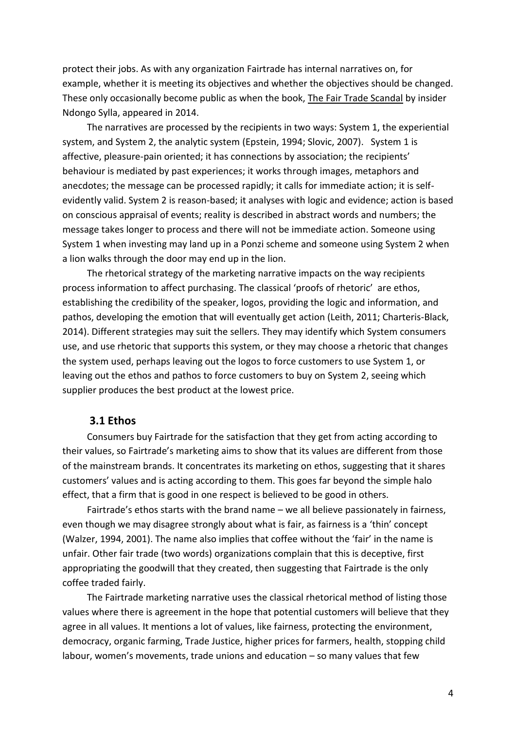protect their jobs. As with any organization Fairtrade has internal narratives on, for example, whether it is meeting its objectives and whether the objectives should be changed. These only occasionally become public as when the book, The Fair Trade Scandal by insider Ndongo Sylla, appeared in 2014.

The narratives are processed by the recipients in two ways: System 1, the experiential system, and System 2, the analytic system (Epstein, 1994; Slovic, 2007). System 1 is affective, pleasure-pain oriented; it has connections by association; the recipients' behaviour is mediated by past experiences; it works through images, metaphors and anecdotes; the message can be processed rapidly; it calls for immediate action; it is self-evidently valid. System 2 is reason-based; it analyses with logic and evidence; action is based on conscious appraisal of events; reality is described in abstract words and numbers; the message takes longer to process and there will not be immediate action. Someone using System 1 when investing may land up in a Ponzi scheme and someone using System 2 when a lion walks through the door may end up in the lion.

The rhetorical strategy of the marketing narrative impacts on the way recipients process information to affect purchasing. The classical 'proofs of rhetoric' are ethos, establishing the credibility of the speaker, logos, providing the logic and information, and pathos, developing the emotion that will eventually get action (Leith, 2011; Charteris-Black, 2014). Different strategies may suit the sellers. They may identify which System consumers use, and use rhetoric that supports this system, or they may choose a rhetoric that changes the system used, perhaps leaving out the logos to force customers to use System 1, or leaving out the ethos and pathos to force customers to buy on System 2, seeing which supplier produces the best product at the lowest price.

### 3.1 Ethos

Consumers buy Fairtrade for the satisfaction that they get from acting according to their values, so Fairtrade's marketing aims to show that its values are different from those of the mainstream brands. It concentrates its marketing on ethos, suggesting that it shares customers' values and is acting according to them. This goes far beyond the simple halo effect, that a firm that is good in one respect is believed to be good in others.

Fairtrade's ethos starts with the brand name – we all believe passionately in fairness, even though we may disagree strongly about what is fair, as fairness is a 'thin' concept (Walzer, 1994, 2001). The name also implies that coffee without the 'fair' in the name is unfair. Other fair trade (two words) organizations complain that this is deceptive, first appropriating the goodwill that they created, then suggesting that Fairtrade is the only coffee traded fairly.

The Fairtrade marketing narrative uses the classical rhetorical method of listing those values where there is agreement in the hope that potential customers will believe that they agree in all values. It mentions a lot of values, like fairness, protecting the environment, democracy, organic farming, Trade Justice, higher prices for farmers, health, stopping child labour, women's movements, trade unions and education – so many values that few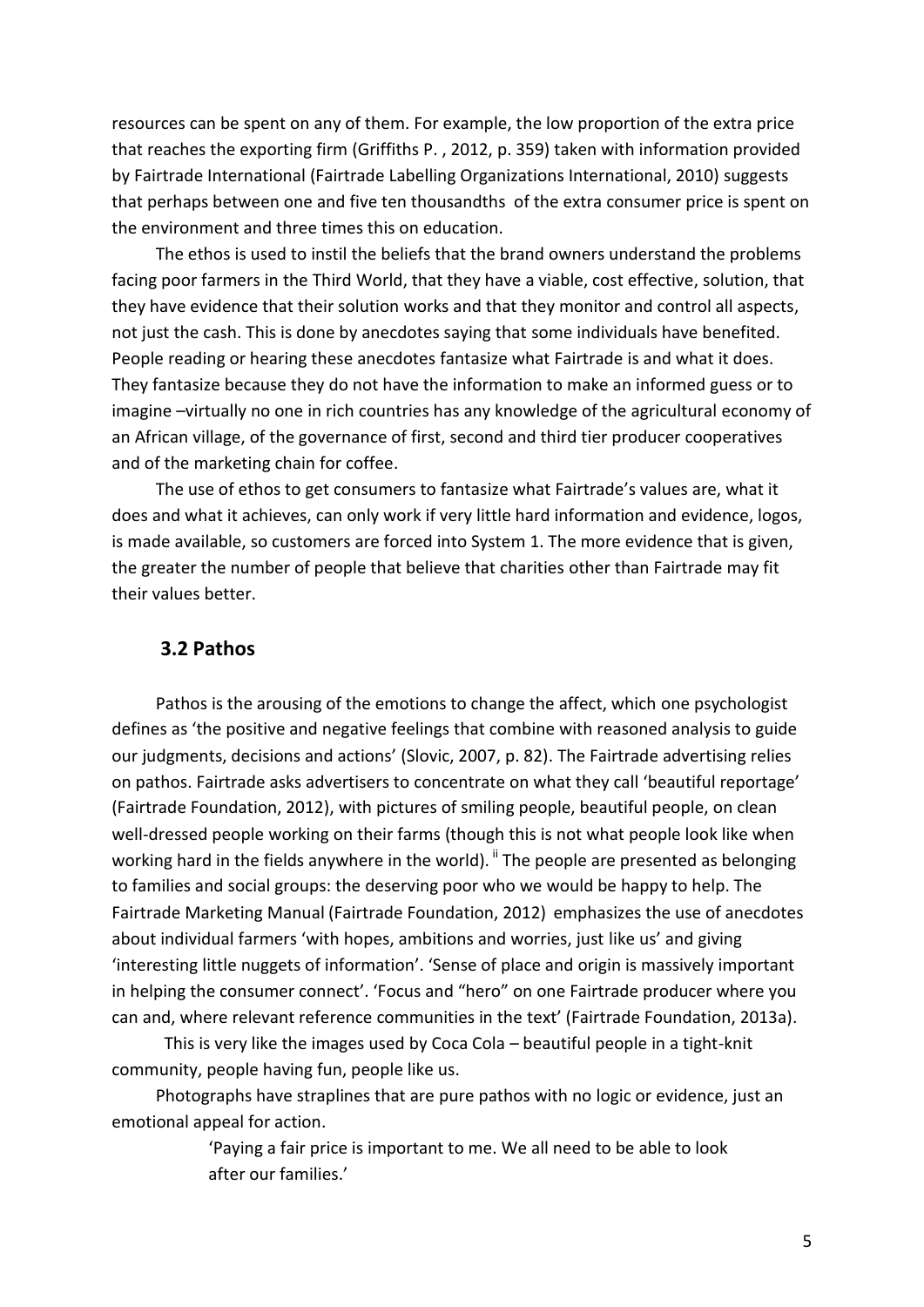resources can be spent on any of them. For example, the low proportion of the extra price that reaches the exporting firm (Griffiths P. , 2012, p. 359) taken with information provided by Fairtrade International (Fairtrade Labelling Organizations International, 2010) suggests that perhaps between one and five ten thousandths of the extra consumer price is spent on the environment and three times this on education.

The ethos is used to instil the beliefs that the brand owners understand the problems facing poor farmers in the Third World, that they have a viable, cost effective, solution, that they have evidence that their solution works and that they monitor and control all aspects, not just the cash. This is done by anecdotes saying that some individuals have benefited. People reading or hearing these anecdotes fantasize what Fairtrade is and what it does. They fantasize because they do not have the information to make an informed guess or to imagine –virtually no one in rich countries has any knowledge of the agricultural economy of an African village, of the governance of first, second and third tier producer cooperatives and of the marketing chain for coffee.

The use of ethos to get consumers to fantasize what Fairtrade's values are, what it does and what it achieves, can only work if very little hard information and evidence, logos, is made available, so customers are forced into System 1. The more evidence that is given, the greater the number of people that believe that charities other than Fairtrade may fit their values better.

## 3.2 Pathos

Pathos is the arousing of the emotions to change the affect, which one psychologist defines as 'the positive and negative feelings that combine with reasoned analysis to guide our judgments, decisions and actions' (Slovic, 2007, p. 82). The Fairtrade advertising relies on pathos. Fairtrade asks advertisers to concentrate on what they call 'beautiful reportage' (Fairtrade Foundation, 2012), with pictures of smiling people, beautiful people, on clean well-dressed people working on their farms (though this is not what people look like when working hard in the fields anywhere in the world). [ii] The people are presented as belonging to families and social groups: the deserving poor who we would be happy to help. The Fairtrade Marketing Manual (Fairtrade Foundation, 2012) emphasizes the use of anecdotes about individual farmers 'with hopes, ambitions and worries, just like us' and giving 'interesting little nuggets of information'. 'Sense of place and origin is massively important in helping the consumer connect'. 'Focus and "hero" on one Fairtrade producer where you can and, where relevant reference communities in the text' (Fairtrade Foundation, 2013a).

This is very like the images used by Coca Cola – beautiful people in a tight-knit community, people having fun, people like us.

Photographs have straplines that are pure pathos with no logic or evidence, just an emotional appeal for action.

> 'Paying a fair price is important to me. We all need to be able to look after our families.'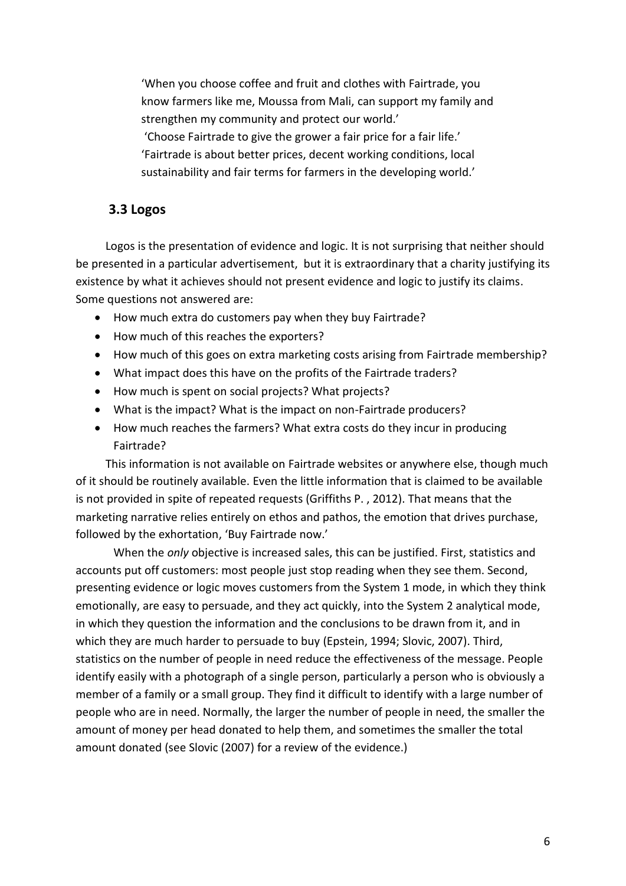> 'When you choose coffee and fruit and clothes with Fairtrade, you know farmers like me, Moussa from Mali, can support my family and strengthen my community and protect our world.'
> 'Choose Fairtrade to give the grower a fair price for a fair life.'
> 'Fairtrade is about better prices, decent working conditions, local sustainability and fair terms for farmers in the developing world.'

## 3.3 Logos

Logos is the presentation of evidence and logic. It is not surprising that neither should be presented in a particular advertisement, but it is extraordinary that a charity justifying its existence by what it achieves should not present evidence and logic to justify its claims. Some questions not answered are:

- How much extra do customers pay when they buy Fairtrade?
- How much of this reaches the exporters?
- How much of this goes on extra marketing costs arising from Fairtrade membership?
- What impact does this have on the profits of the Fairtrade traders?
- How much is spent on social projects? What projects?
- What is the impact? What is the impact on non-Fairtrade producers?
- How much reaches the farmers? What extra costs do they incur in producing Fairtrade?

This information is not available on Fairtrade websites or anywhere else, though much of it should be routinely available. Even the little information that is claimed to be available is not provided in spite of repeated requests (Griffiths P. , 2012). That means that the marketing narrative relies entirely on ethos and pathos, the emotion that drives purchase, followed by the exhortation, 'Buy Fairtrade now.'

When the *only* objective is increased sales, this can be justified. First, statistics and accounts put off customers: most people just stop reading when they see them. Second, presenting evidence or logic moves customers from the System 1 mode, in which they think emotionally, are easy to persuade, and they act quickly, into the System 2 analytical mode, in which they question the information and the conclusions to be drawn from it, and in which they are much harder to persuade to buy (Epstein, 1994; Slovic, 2007). Third, statistics on the number of people in need reduce the effectiveness of the message. People identify easily with a photograph of a single person, particularly a person who is obviously a member of a family or a small group. They find it difficult to identify with a large number of people who are in need. Normally, the larger the number of people in need, the smaller the amount of money per head donated to help them, and sometimes the smaller the total amount donated (see Slovic (2007) for a review of the evidence.)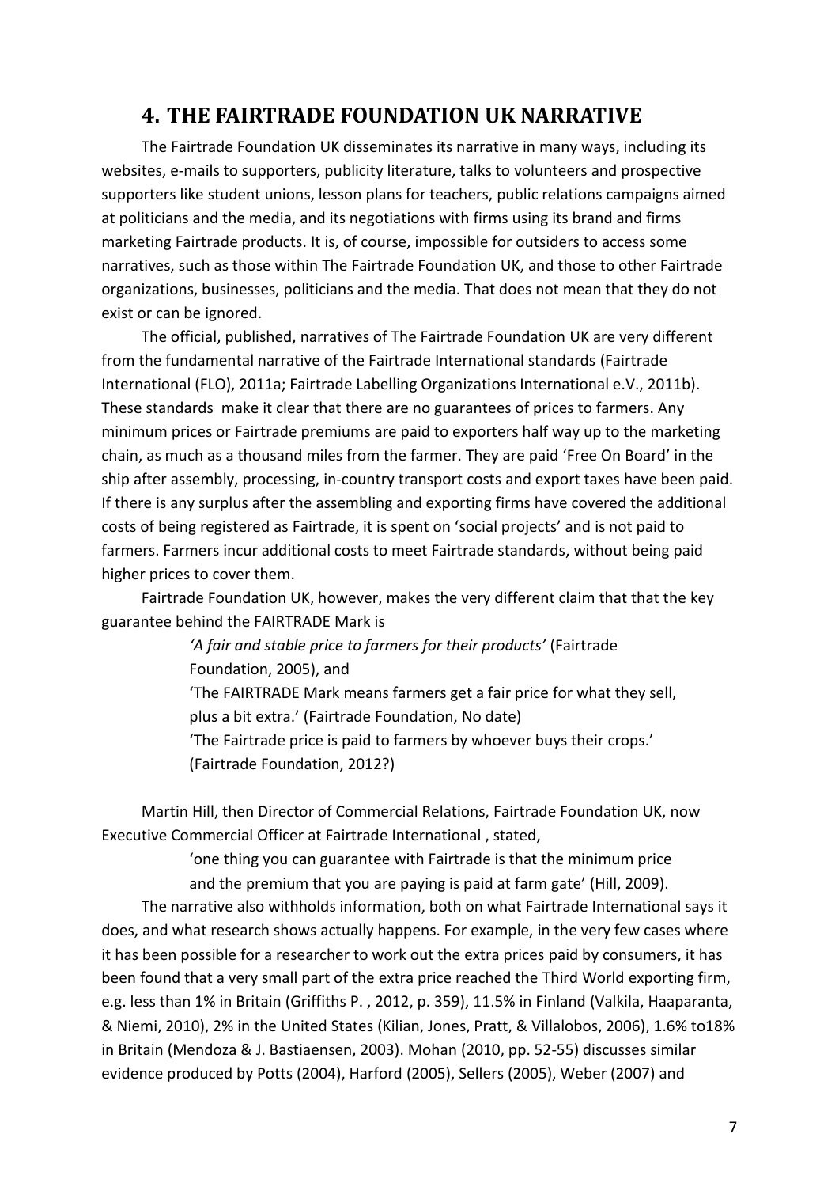## 4. THE FAIRTRADE FOUNDATION UK NARRATIVE

The Fairtrade Foundation UK disseminates its narrative in many ways, including its websites, e-mails to supporters, publicity literature, talks to volunteers and prospective supporters like student unions, lesson plans for teachers, public relations campaigns aimed at politicians and the media, and its negotiations with firms using its brand and firms marketing Fairtrade products. It is, of course, impossible for outsiders to access some narratives, such as those within The Fairtrade Foundation UK, and those to other Fairtrade organizations, businesses, politicians and the media. That does not mean that they do not exist or can be ignored.

The official, published, narratives of The Fairtrade Foundation UK are very different from the fundamental narrative of the Fairtrade International standards (Fairtrade International (FLO), 2011a; Fairtrade Labelling Organizations International e.V., 2011b). These standards make it clear that there are no guarantees of prices to farmers. Any minimum prices or Fairtrade premiums are paid to exporters half way up to the marketing chain, as much as a thousand miles from the farmer. They are paid 'Free On Board' in the ship after assembly, processing, in-country transport costs and export taxes have been paid. If there is any surplus after the assembling and exporting firms have covered the additional costs of being registered as Fairtrade, it is spent on 'social projects' and is not paid to farmers. Farmers incur additional costs to meet Fairtrade standards, without being paid higher prices to cover them.

Fairtrade Foundation UK, however, makes the very different claim that that the key guarantee behind the FAIRTRADE Mark is

> *'A fair and stable price to farmers for their products'* (Fairtrade Foundation, 2005), and
> 'The FAIRTRADE Mark means farmers get a fair price for what they sell, plus a bit extra.' (Fairtrade Foundation, No date)
> 'The Fairtrade price is paid to farmers by whoever buys their crops.' (Fairtrade Foundation, 2012?)

Martin Hill, then Director of Commercial Relations, Fairtrade Foundation UK, now Executive Commercial Officer at Fairtrade International , stated,

> 'one thing you can guarantee with Fairtrade is that the minimum price and the premium that you are paying is paid at farm gate' (Hill, 2009).

The narrative also withholds information, both on what Fairtrade International says it does, and what research shows actually happens. For example, in the very few cases where it has been possible for a researcher to work out the extra prices paid by consumers, it has been found that a very small part of the extra price reached the Third World exporting firm, e.g. less than 1% in Britain (Griffiths P. , 2012, p. 359), 11.5% in Finland (Valkila, Haaparanta, & Niemi, 2010), 2% in the United States (Kilian, Jones, Pratt, & Villalobos, 2006), 1.6% to18% in Britain (Mendoza & J. Bastiaensen, 2003). Mohan (2010, pp. 52-55) discusses similar evidence produced by Potts (2004), Harford (2005), Sellers (2005), Weber (2007) and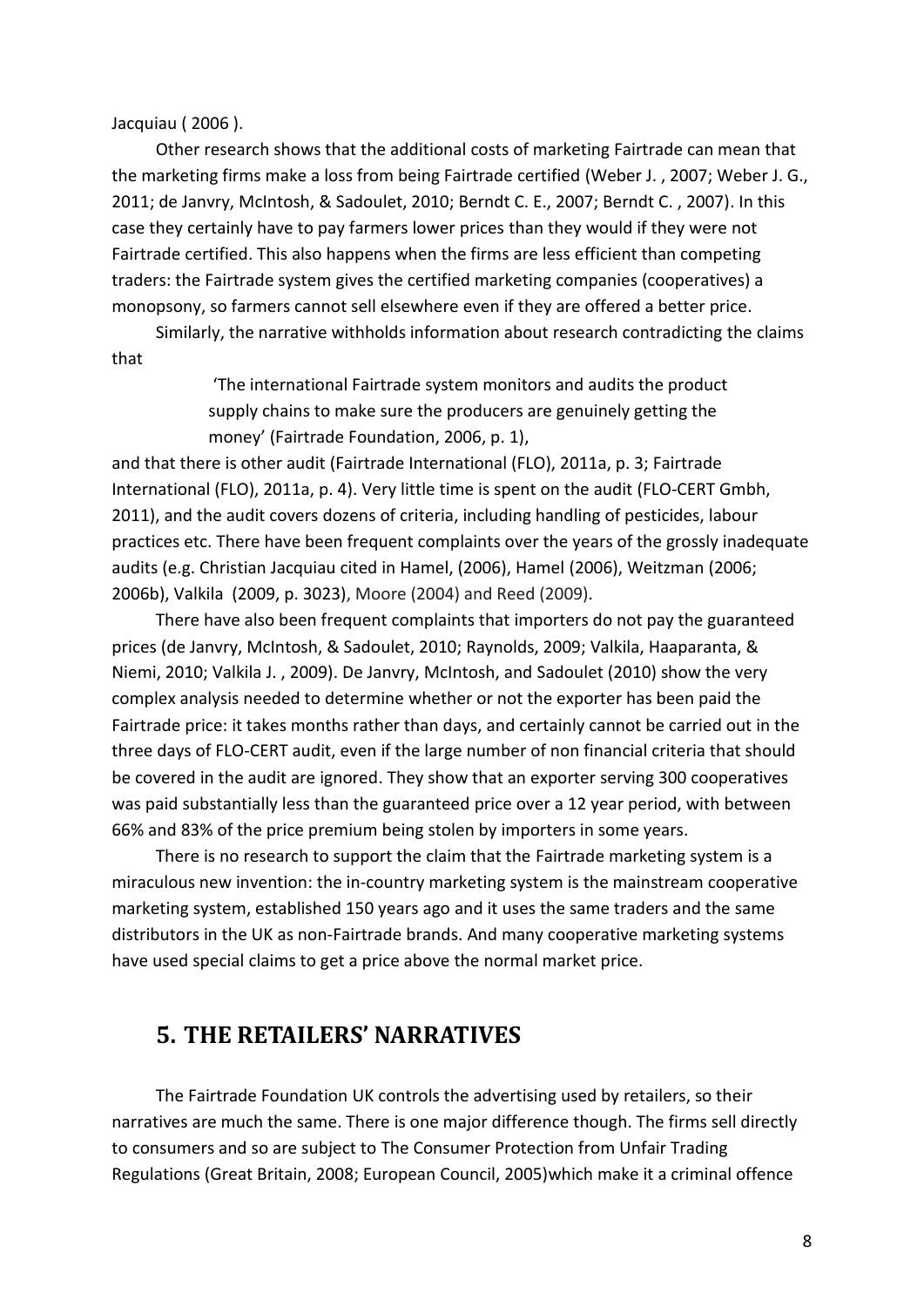Jacquiau ( 2006 ).

Other research shows that the additional costs of marketing Fairtrade can mean that the marketing firms make a loss from being Fairtrade certified (Weber J. , 2007; Weber J. G., 2011; de Janvry, McIntosh, & Sadoulet, 2010; Berndt C. E., 2007; Berndt C. , 2007). In this case they certainly have to pay farmers lower prices than they would if they were not Fairtrade certified. This also happens when the firms are less efficient than competing traders: the Fairtrade system gives the certified marketing companies (cooperatives) a monopsony, so farmers cannot sell elsewhere even if they are offered a better price.

Similarly, the narrative withholds information about research contradicting the claims that

> 'The international Fairtrade system monitors and audits the product supply chains to make sure the producers are genuinely getting the money' (Fairtrade Foundation, 2006, p. 1),

and that there is other audit (Fairtrade International (FLO), 2011a, p. 3; Fairtrade International (FLO), 2011a, p. 4). Very little time is spent on the audit (FLO-CERT Gmbh, 2011), and the audit covers dozens of criteria, including handling of pesticides, labour practices etc. There have been frequent complaints over the years of the grossly inadequate audits (e.g. Christian Jacquiau cited in Hamel, (2006), Hamel (2006), Weitzman (2006; 2006b), Valkila (2009, p. 3023), Moore (2004) and Reed (2009).

There have also been frequent complaints that importers do not pay the guaranteed prices (de Janvry, McIntosh, & Sadoulet, 2010; Raynolds, 2009; Valkila, Haaparanta, & Niemi, 2010; Valkila J. , 2009). De Janvry, McIntosh, and Sadoulet (2010) show the very complex analysis needed to determine whether or not the exporter has been paid the Fairtrade price: it takes months rather than days, and certainly cannot be carried out in the three days of FLO-CERT audit, even if the large number of non financial criteria that should be covered in the audit are ignored. They show that an exporter serving 300 cooperatives was paid substantially less than the guaranteed price over a 12 year period, with between 66% and 83% of the price premium being stolen by importers in some years.

There is no research to support the claim that the Fairtrade marketing system is a miraculous new invention: the in-country marketing system is the mainstream cooperative marketing system, established 150 years ago and it uses the same traders and the same distributors in the UK as non-Fairtrade brands. And many cooperative marketing systems have used special claims to get a price above the normal market price.

## 5. THE RETAILERS' NARRATIVES

The Fairtrade Foundation UK controls the advertising used by retailers, so their narratives are much the same. There is one major difference though. The firms sell directly to consumers and so are subject to The Consumer Protection from Unfair Trading Regulations (Great Britain, 2008; European Council, 2005)which make it a criminal offence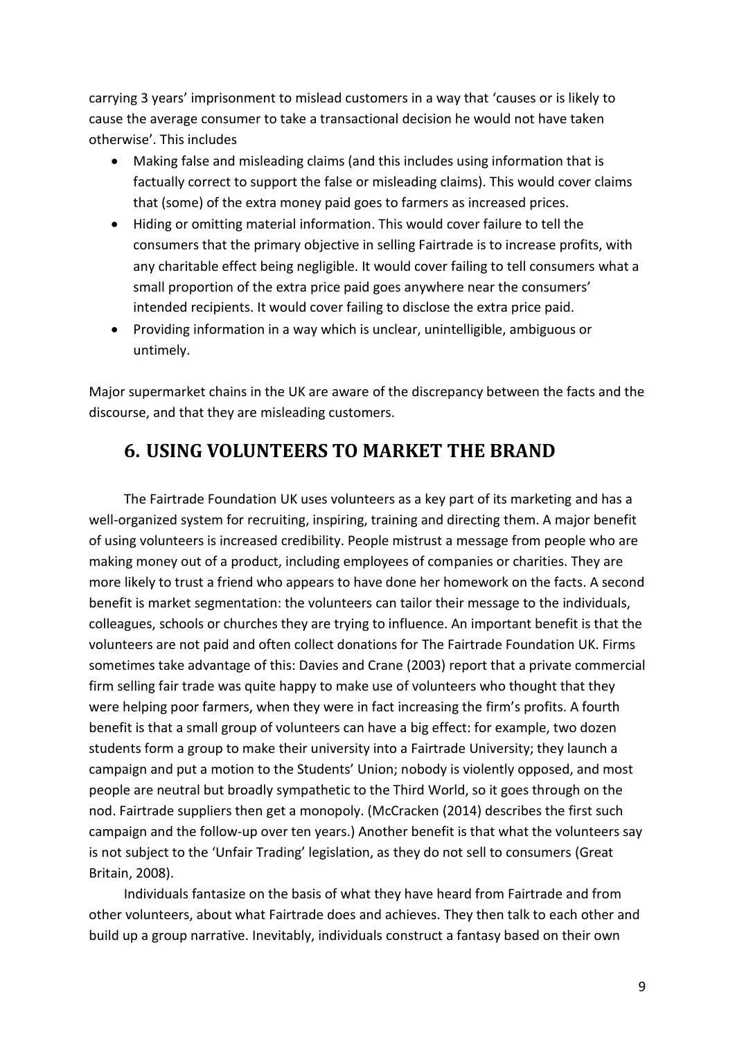carrying 3 years' imprisonment to mislead customers in a way that 'causes or is likely to cause the average consumer to take a transactional decision he would not have taken otherwise'. This includes

- Making false and misleading claims (and this includes using information that is factually correct to support the false or misleading claims). This would cover claims that (some) of the extra money paid goes to farmers as increased prices.
- Hiding or omitting material information. This would cover failure to tell the consumers that the primary objective in selling Fairtrade is to increase profits, with any charitable effect being negligible. It would cover failing to tell consumers what a small proportion of the extra price paid goes anywhere near the consumers' intended recipients. It would cover failing to disclose the extra price paid.
- Providing information in a way which is unclear, unintelligible, ambiguous or untimely.

Major supermarket chains in the UK are aware of the discrepancy between the facts and the discourse, and that they are misleading customers.

## 6. USING VOLUNTEERS TO MARKET THE BRAND

The Fairtrade Foundation UK uses volunteers as a key part of its marketing and has a well-organized system for recruiting, inspiring, training and directing them. A major benefit of using volunteers is increased credibility. People mistrust a message from people who are making money out of a product, including employees of companies or charities. They are more likely to trust a friend who appears to have done her homework on the facts. A second benefit is market segmentation: the volunteers can tailor their message to the individuals, colleagues, schools or churches they are trying to influence. An important benefit is that the volunteers are not paid and often collect donations for The Fairtrade Foundation UK. Firms sometimes take advantage of this: Davies and Crane (2003) report that a private commercial firm selling fair trade was quite happy to make use of volunteers who thought that they were helping poor farmers, when they were in fact increasing the firm's profits. A fourth benefit is that a small group of volunteers can have a big effect: for example, two dozen students form a group to make their university into a Fairtrade University; they launch a campaign and put a motion to the Students' Union; nobody is violently opposed, and most people are neutral but broadly sympathetic to the Third World, so it goes through on the nod. Fairtrade suppliers then get a monopoly. (McCracken (2014) describes the first such campaign and the follow-up over ten years.) Another benefit is that what the volunteers say is not subject to the 'Unfair Trading' legislation, as they do not sell to consumers (Great Britain, 2008).

Individuals fantasize on the basis of what they have heard from Fairtrade and from other volunteers, about what Fairtrade does and achieves. They then talk to each other and build up a group narrative. Inevitably, individuals construct a fantasy based on their own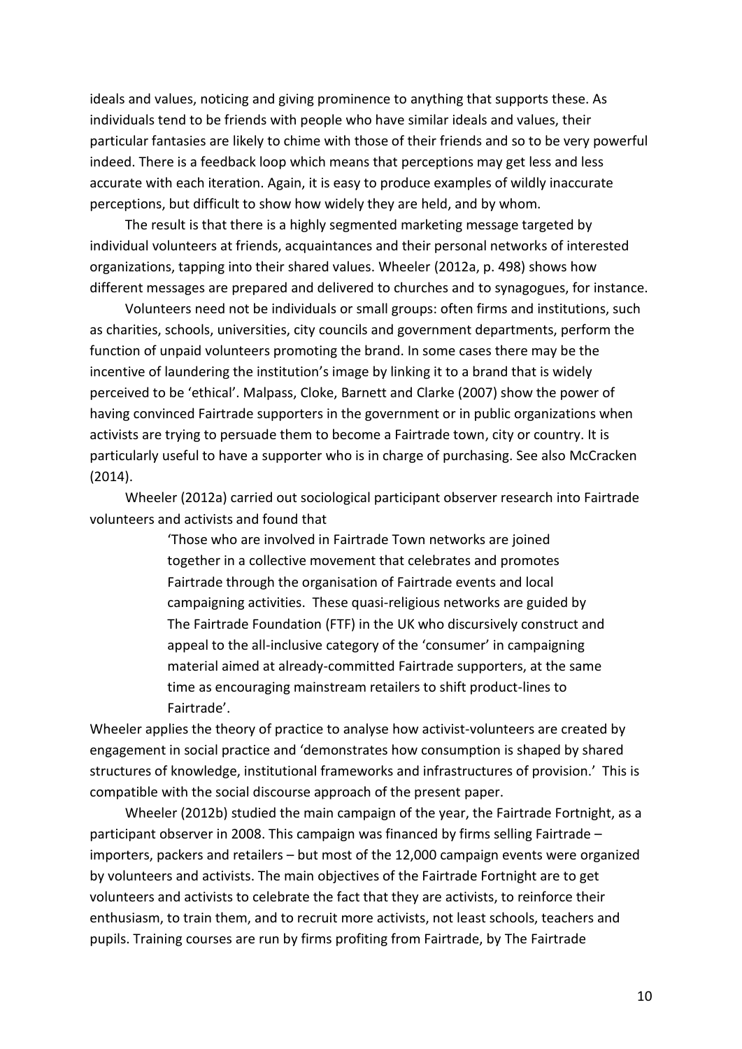ideals and values, noticing and giving prominence to anything that supports these. As individuals tend to be friends with people who have similar ideals and values, their particular fantasies are likely to chime with those of their friends and so to be very powerful indeed. There is a feedback loop which means that perceptions may get less and less accurate with each iteration. Again, it is easy to produce examples of wildly inaccurate perceptions, but difficult to show how widely they are held, and by whom.

The result is that there is a highly segmented marketing message targeted by individual volunteers at friends, acquaintances and their personal networks of interested organizations, tapping into their shared values. Wheeler (2012a, p. 498) shows how different messages are prepared and delivered to churches and to synagogues, for instance.

Volunteers need not be individuals or small groups: often firms and institutions, such as charities, schools, universities, city councils and government departments, perform the function of unpaid volunteers promoting the brand. In some cases there may be the incentive of laundering the institution's image by linking it to a brand that is widely perceived to be 'ethical'. Malpass, Cloke, Barnett and Clarke (2007) show the power of having convinced Fairtrade supporters in the government or in public organizations when activists are trying to persuade them to become a Fairtrade town, city or country. It is particularly useful to have a supporter who is in charge of purchasing. See also McCracken (2014).

Wheeler (2012a) carried out sociological participant observer research into Fairtrade volunteers and activists and found that

> 'Those who are involved in Fairtrade Town networks are joined together in a collective movement that celebrates and promotes Fairtrade through the organisation of Fairtrade events and local campaigning activities. These quasi-religious networks are guided by The Fairtrade Foundation (FTF) in the UK who discursively construct and appeal to the all-inclusive category of the 'consumer' in campaigning material aimed at already-committed Fairtrade supporters, at the same time as encouraging mainstream retailers to shift product-lines to Fairtrade'.

Wheeler applies the theory of practice to analyse how activist-volunteers are created by engagement in social practice and 'demonstrates how consumption is shaped by shared structures of knowledge, institutional frameworks and infrastructures of provision.' This is compatible with the social discourse approach of the present paper.

Wheeler (2012b) studied the main campaign of the year, the Fairtrade Fortnight, as a participant observer in 2008. This campaign was financed by firms selling Fairtrade – importers, packers and retailers – but most of the 12,000 campaign events were organized by volunteers and activists. The main objectives of the Fairtrade Fortnight are to get volunteers and activists to celebrate the fact that they are activists, to reinforce their enthusiasm, to train them, and to recruit more activists, not least schools, teachers and pupils. Training courses are run by firms profiting from Fairtrade, by The Fairtrade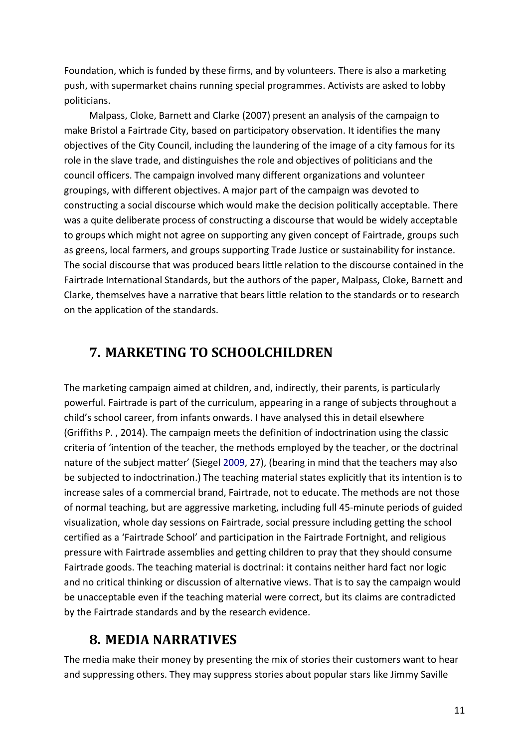Foundation, which is funded by these firms, and by volunteers. There is also a marketing push, with supermarket chains running special programmes. Activists are asked to lobby politicians.

Malpass, Cloke, Barnett and Clarke (2007) present an analysis of the campaign to make Bristol a Fairtrade City, based on participatory observation. It identifies the many objectives of the City Council, including the laundering of the image of a city famous for its role in the slave trade, and distinguishes the role and objectives of politicians and the council officers. The campaign involved many different organizations and volunteer groupings, with different objectives. A major part of the campaign was devoted to constructing a social discourse which would make the decision politically acceptable. There was a quite deliberate process of constructing a discourse that would be widely acceptable to groups which might not agree on supporting any given concept of Fairtrade, groups such as greens, local farmers, and groups supporting Trade Justice or sustainability for instance. The social discourse that was produced bears little relation to the discourse contained in the Fairtrade International Standards, but the authors of the paper, Malpass, Cloke, Barnett and Clarke, themselves have a narrative that bears little relation to the standards or to research on the application of the standards.

## 7. MARKETING TO SCHOOLCHILDREN

The marketing campaign aimed at children, and, indirectly, their parents, is particularly powerful. Fairtrade is part of the curriculum, appearing in a range of subjects throughout a child's school career, from infants onwards. I have analysed this in detail elsewhere (Griffiths P. , 2014). The campaign meets the definition of indoctrination using the classic criteria of 'intention of the teacher, the methods employed by the teacher, or the doctrinal nature of the subject matter' (Siegel 2009, 27), (bearing in mind that the teachers may also be subjected to indoctrination.) The teaching material states explicitly that its intention is to increase sales of a commercial brand, Fairtrade, not to educate. The methods are not those of normal teaching, but are aggressive marketing, including full 45-minute periods of guided visualization, whole day sessions on Fairtrade, social pressure including getting the school certified as a 'Fairtrade School' and participation in the Fairtrade Fortnight, and religious pressure with Fairtrade assemblies and getting children to pray that they should consume Fairtrade goods. The teaching material is doctrinal: it contains neither hard fact nor logic and no critical thinking or discussion of alternative views. That is to say the campaign would be unacceptable even if the teaching material were correct, but its claims are contradicted by the Fairtrade standards and by the research evidence.

## 8. MEDIA NARRATIVES

The media make their money by presenting the mix of stories their customers want to hear and suppressing others. They may suppress stories about popular stars like Jimmy Saville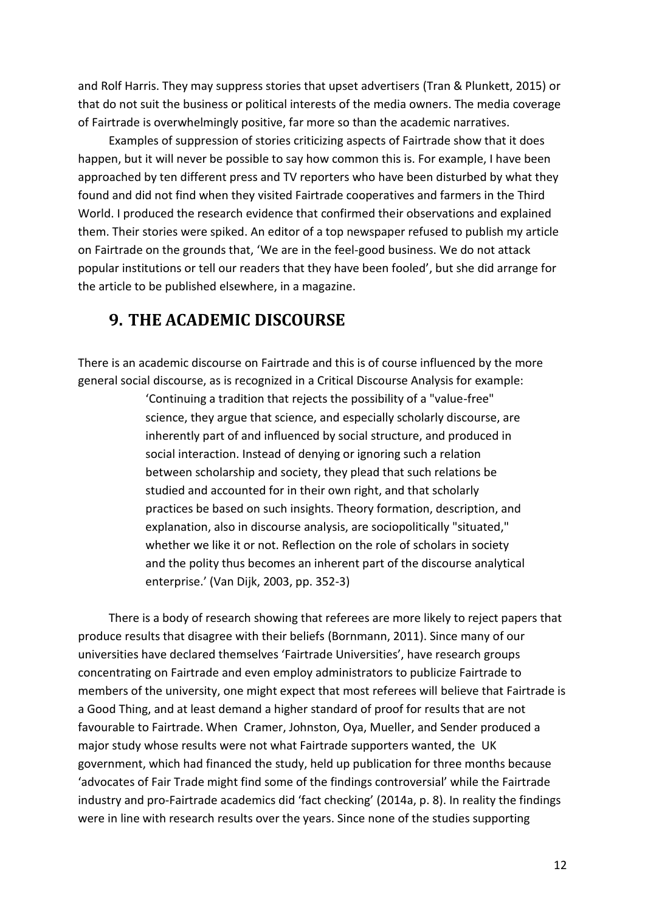and Rolf Harris. They may suppress stories that upset advertisers (Tran & Plunkett, 2015) or that do not suit the business or political interests of the media owners. The media coverage of Fairtrade is overwhelmingly positive, far more so than the academic narratives.

Examples of suppression of stories criticizing aspects of Fairtrade show that it does happen, but it will never be possible to say how common this is. For example, I have been approached by ten different press and TV reporters who have been disturbed by what they found and did not find when they visited Fairtrade cooperatives and farmers in the Third World. I produced the research evidence that confirmed their observations and explained them. Their stories were spiked. An editor of a top newspaper refused to publish my article on Fairtrade on the grounds that, 'We are in the feel-good business. We do not attack popular institutions or tell our readers that they have been fooled', but she did arrange for the article to be published elsewhere, in a magazine.

## 9. THE ACADEMIC DISCOURSE

There is an academic discourse on Fairtrade and this is of course influenced by the more general social discourse, as is recognized in a Critical Discourse Analysis for example:

> 'Continuing a tradition that rejects the possibility of a "value-free" science, they argue that science, and especially scholarly discourse, are inherently part of and influenced by social structure, and produced in social interaction. Instead of denying or ignoring such a relation between scholarship and society, they plead that such relations be studied and accounted for in their own right, and that scholarly practices be based on such insights. Theory formation, description, and explanation, also in discourse analysis, are sociopolitically "situated," whether we like it or not. Reflection on the role of scholars in society and the polity thus becomes an inherent part of the discourse analytical enterprise.' (Van Dijk, 2003, pp. 352-3)

There is a body of research showing that referees are more likely to reject papers that produce results that disagree with their beliefs (Bornmann, 2011). Since many of our universities have declared themselves 'Fairtrade Universities', have research groups concentrating on Fairtrade and even employ administrators to publicize Fairtrade to members of the university, one might expect that most referees will believe that Fairtrade is a Good Thing, and at least demand a higher standard of proof for results that are not favourable to Fairtrade. When Cramer, Johnston, Oya, Mueller, and Sender produced a major study whose results were not what Fairtrade supporters wanted, the UK government, which had financed the study, held up publication for three months because 'advocates of Fair Trade might find some of the findings controversial' while the Fairtrade industry and pro-Fairtrade academics did 'fact checking' (2014a, p. 8). In reality the findings were in line with research results over the years. Since none of the studies supporting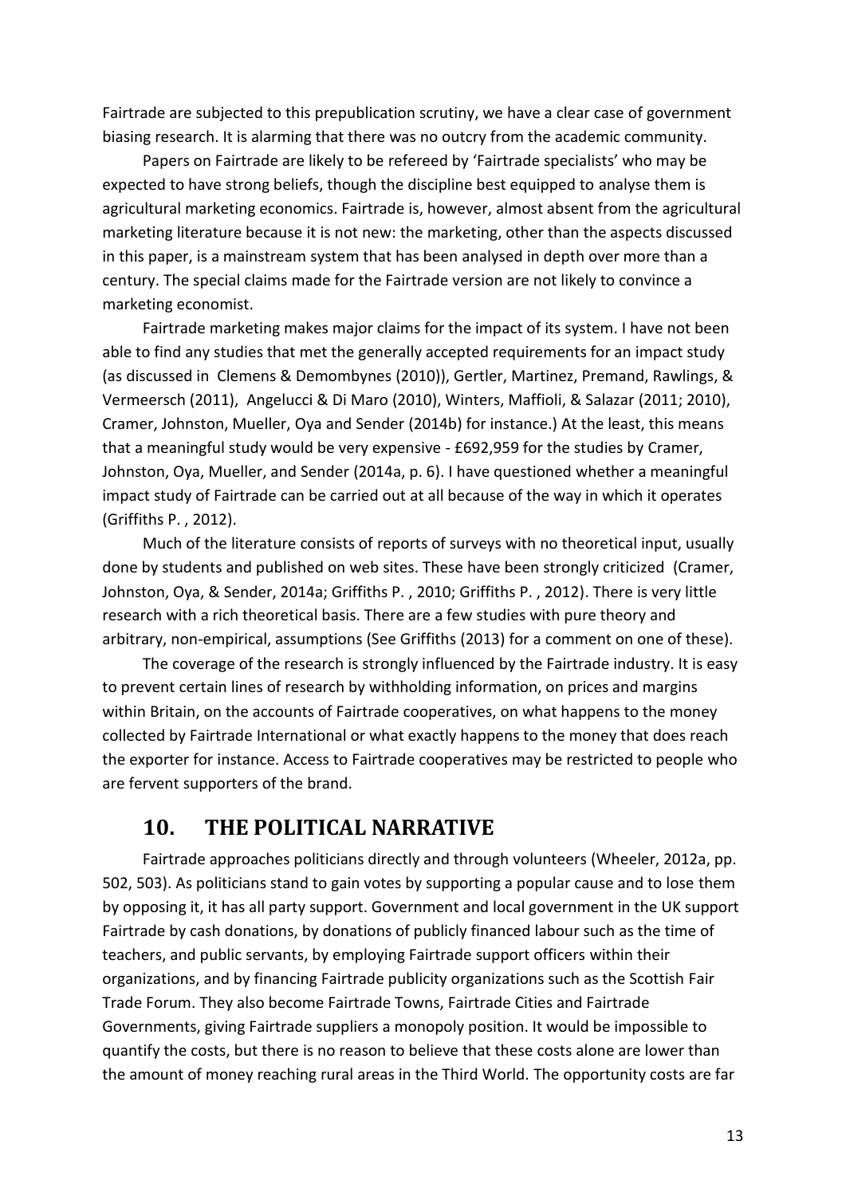Fairtrade are subjected to this prepublication scrutiny, we have a clear case of government biasing research. It is alarming that there was no outcry from the academic community.

Papers on Fairtrade are likely to be refereed by 'Fairtrade specialists' who may be expected to have strong beliefs, though the discipline best equipped to analyse them is agricultural marketing economics. Fairtrade is, however, almost absent from the agricultural marketing literature because it is not new: the marketing, other than the aspects discussed in this paper, is a mainstream system that has been analysed in depth over more than a century. The special claims made for the Fairtrade version are not likely to convince a marketing economist.

Fairtrade marketing makes major claims for the impact of its system. I have not been able to find any studies that met the generally accepted requirements for an impact study (as discussed in Clemens & Demombynes (2010)), Gertler, Martinez, Premand, Rawlings, & Vermeersch (2011), Angelucci & Di Maro (2010), Winters, Maffioli, & Salazar (2011; 2010), Cramer, Johnston, Mueller, Oya and Sender (2014b) for instance.) At the least, this means that a meaningful study would be very expensive - £692,959 for the studies by Cramer, Johnston, Oya, Mueller, and Sender (2014a, p. 6). I have questioned whether a meaningful impact study of Fairtrade can be carried out at all because of the way in which it operates (Griffiths P. , 2012).

Much of the literature consists of reports of surveys with no theoretical input, usually done by students and published on web sites. These have been strongly criticized (Cramer, Johnston, Oya, & Sender, 2014a; Griffiths P. , 2010; Griffiths P. , 2012). There is very little research with a rich theoretical basis. There are a few studies with pure theory and arbitrary, non-empirical, assumptions (See Griffiths (2013) for a comment on one of these).

The coverage of the research is strongly influenced by the Fairtrade industry. It is easy to prevent certain lines of research by withholding information, on prices and margins within Britain, on the accounts of Fairtrade cooperatives, on what happens to the money collected by Fairtrade International or what exactly happens to the money that does reach the exporter for instance. Access to Fairtrade cooperatives may be restricted to people who are fervent supporters of the brand.

## 10. THE POLITICAL NARRATIVE

Fairtrade approaches politicians directly and through volunteers (Wheeler, 2012a, pp. 502, 503). As politicians stand to gain votes by supporting a popular cause and to lose them by opposing it, it has all party support. Government and local government in the UK support Fairtrade by cash donations, by donations of publicly financed labour such as the time of teachers, and public servants, by employing Fairtrade support officers within their organizations, and by financing Fairtrade publicity organizations such as the Scottish Fair Trade Forum. They also become Fairtrade Towns, Fairtrade Cities and Fairtrade Governments, giving Fairtrade suppliers a monopoly position. It would be impossible to quantify the costs, but there is no reason to believe that these costs alone are lower than the amount of money reaching rural areas in the Third World. The opportunity costs are far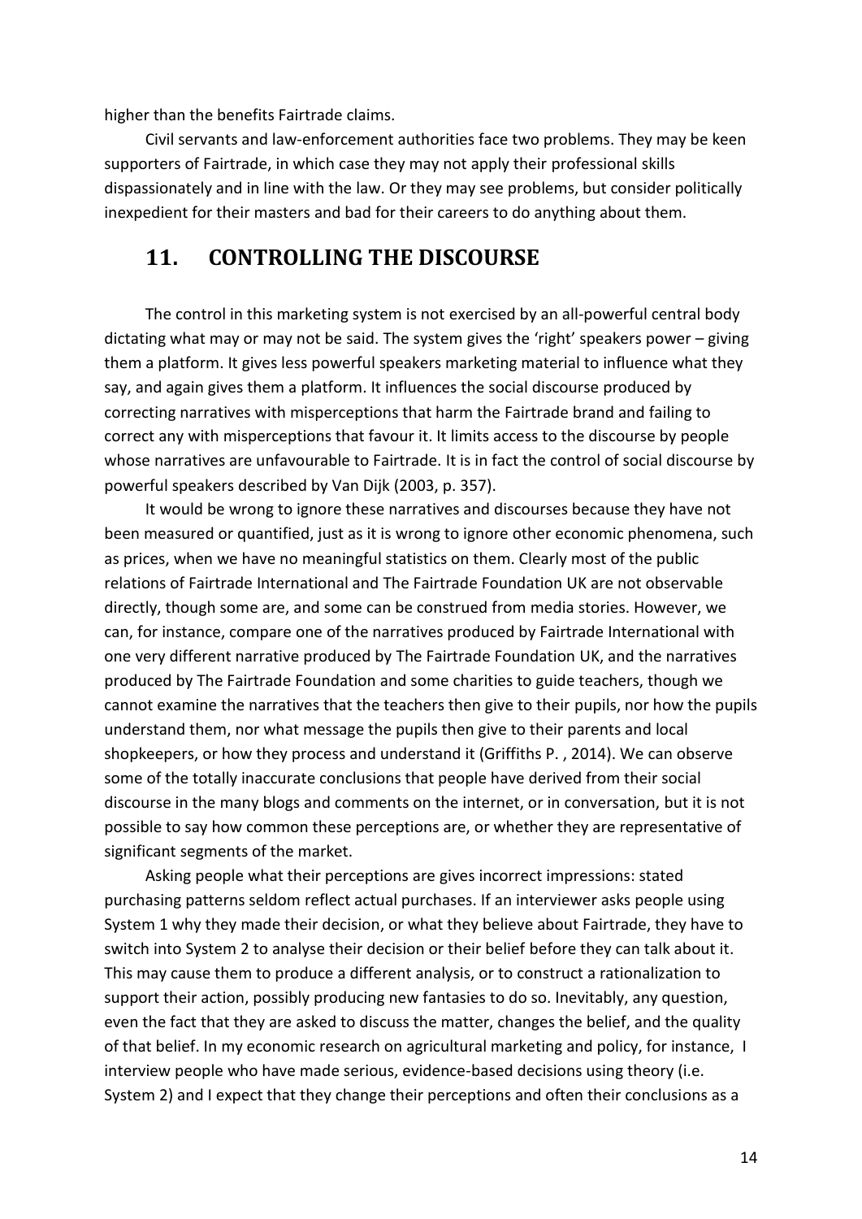higher than the benefits Fairtrade claims.

Civil servants and law-enforcement authorities face two problems. They may be keen supporters of Fairtrade, in which case they may not apply their professional skills dispassionately and in line with the law. Or they may see problems, but consider politically inexpedient for their masters and bad for their careers to do anything about them.

## 11. CONTROLLING THE DISCOURSE

The control in this marketing system is not exercised by an all-powerful central body dictating what may or may not be said. The system gives the 'right' speakers power – giving them a platform. It gives less powerful speakers marketing material to influence what they say, and again gives them a platform. It influences the social discourse produced by correcting narratives with misperceptions that harm the Fairtrade brand and failing to correct any with misperceptions that favour it. It limits access to the discourse by people whose narratives are unfavourable to Fairtrade. It is in fact the control of social discourse by powerful speakers described by Van Dijk (2003, p. 357).

It would be wrong to ignore these narratives and discourses because they have not been measured or quantified, just as it is wrong to ignore other economic phenomena, such as prices, when we have no meaningful statistics on them. Clearly most of the public relations of Fairtrade International and The Fairtrade Foundation UK are not observable directly, though some are, and some can be construed from media stories. However, we can, for instance, compare one of the narratives produced by Fairtrade International with one very different narrative produced by The Fairtrade Foundation UK, and the narratives produced by The Fairtrade Foundation and some charities to guide teachers, though we cannot examine the narratives that the teachers then give to their pupils, nor how the pupils understand them, nor what message the pupils then give to their parents and local shopkeepers, or how they process and understand it (Griffiths P. , 2014). We can observe some of the totally inaccurate conclusions that people have derived from their social discourse in the many blogs and comments on the internet, or in conversation, but it is not possible to say how common these perceptions are, or whether they are representative of significant segments of the market.

Asking people what their perceptions are gives incorrect impressions: stated purchasing patterns seldom reflect actual purchases. If an interviewer asks people using System 1 why they made their decision, or what they believe about Fairtrade, they have to switch into System 2 to analyse their decision or their belief before they can talk about it. This may cause them to produce a different analysis, or to construct a rationalization to support their action, possibly producing new fantasies to do so. Inevitably, any question, even the fact that they are asked to discuss the matter, changes the belief, and the quality of that belief. In my economic research on agricultural marketing and policy, for instance, I interview people who have made serious, evidence-based decisions using theory (i.e. System 2) and I expect that they change their perceptions and often their conclusions as a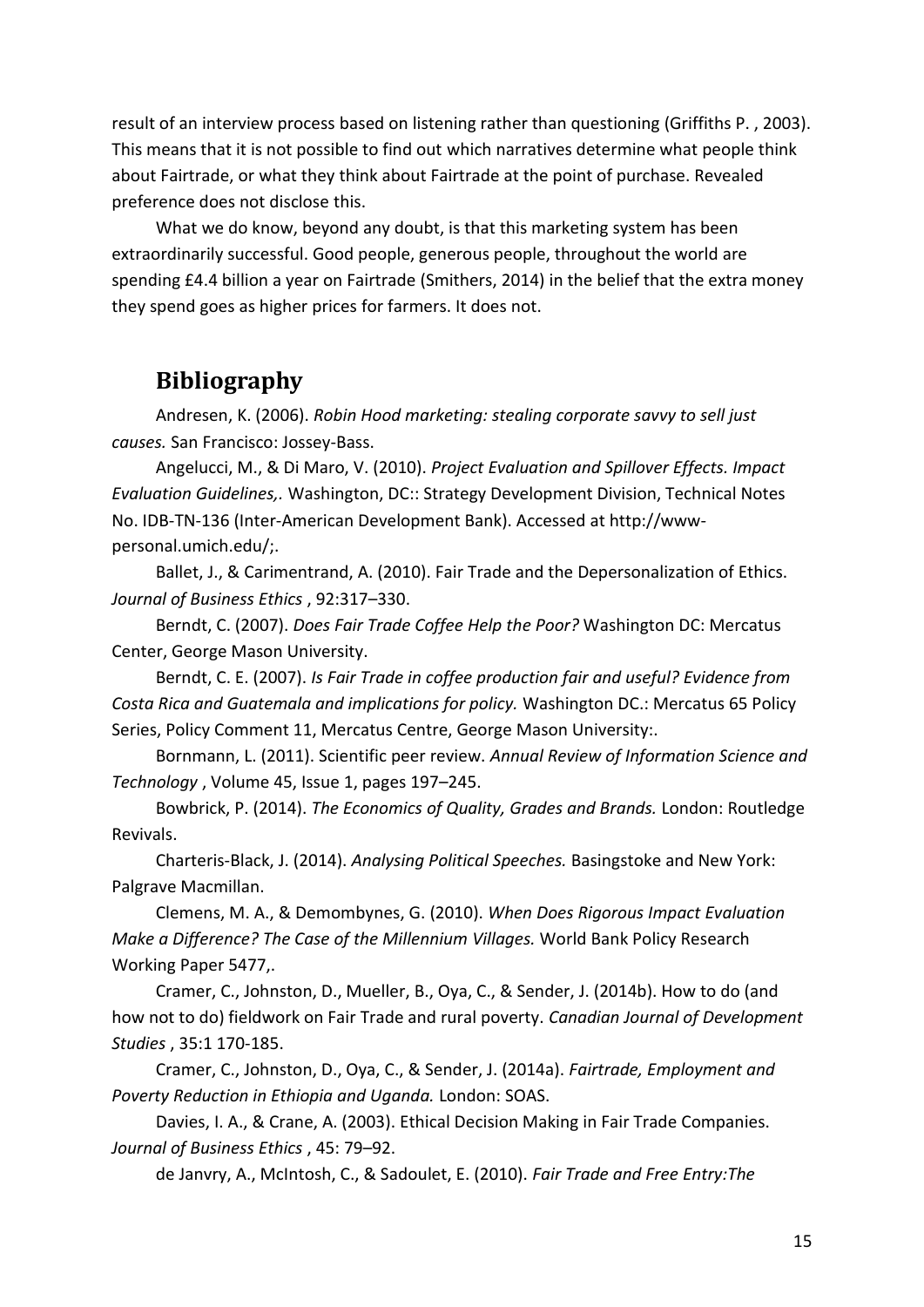result of an interview process based on listening rather than questioning (Griffiths P. , 2003). This means that it is not possible to find out which narratives determine what people think about Fairtrade, or what they think about Fairtrade at the point of purchase. Revealed preference does not disclose this.

What we do know, beyond any doubt, is that this marketing system has been extraordinarily successful. Good people, generous people, throughout the world are spending £4.4 billion a year on Fairtrade (Smithers, 2014) in the belief that the extra money they spend goes as higher prices for farmers. It does not.

## Bibliography

Andresen, K. (2006). *Robin Hood marketing: stealing corporate savvy to sell just causes.* San Francisco: Jossey-Bass.

Angelucci, M., & Di Maro, V. (2010). *Project Evaluation and Spillover Effects. Impact Evaluation Guidelines,.* Washington, DC:: Strategy Development Division, Technical Notes No. IDB-TN-136 (Inter-American Development Bank). Accessed at http://www-personal.umich.edu/;.

Ballet, J., & Carimentrand, A. (2010). Fair Trade and the Depersonalization of Ethics. *Journal of Business Ethics* , 92:317–330.

Berndt, C. (2007). *Does Fair Trade Coffee Help the Poor?* Washington DC: Mercatus Center, George Mason University.

Berndt, C. E. (2007). *Is Fair Trade in coffee production fair and useful? Evidence from Costa Rica and Guatemala and implications for policy.* Washington DC.: Mercatus 65 Policy Series, Policy Comment 11, Mercatus Centre, George Mason University:.

Bornmann, L. (2011). Scientific peer review. *Annual Review of Information Science and Technology* , Volume 45, Issue 1, pages 197–245.

Bowbrick, P. (2014). *The Economics of Quality, Grades and Brands.* London: Routledge Revivals.

Charteris-Black, J. (2014). *Analysing Political Speeches.* Basingstoke and New York: Palgrave Macmillan.

Clemens, M. A., & Demombynes, G. (2010). *When Does Rigorous Impact Evaluation Make a Difference? The Case of the Millennium Villages.* World Bank Policy Research Working Paper 5477,.

Cramer, C., Johnston, D., Mueller, B., Oya, C., & Sender, J. (2014b). How to do (and how not to do) fieldwork on Fair Trade and rural poverty. *Canadian Journal of Development Studies* , 35:1 170-185.

Cramer, C., Johnston, D., Oya, C., & Sender, J. (2014a). *Fairtrade, Employment and Poverty Reduction in Ethiopia and Uganda.* London: SOAS.

Davies, I. A., & Crane, A. (2003). Ethical Decision Making in Fair Trade Companies. *Journal of Business Ethics* , 45: 79–92.

de Janvry, A., McIntosh, C., & Sadoulet, E. (2010). *Fair Trade and Free Entry:The*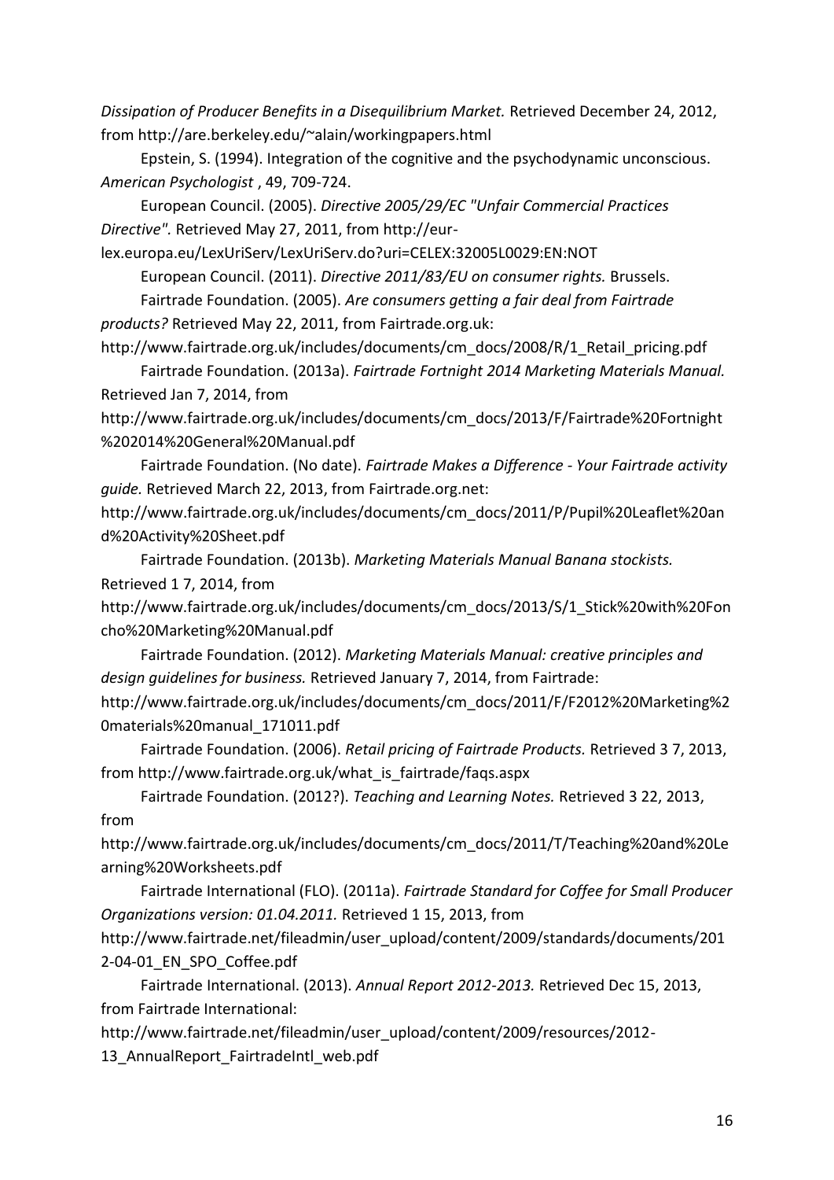*Dissipation of Producer Benefits in a Disequilibrium Market.* Retrieved December 24, 2012, from http://are.berkeley.edu/~alain/workingpapers.html

Epstein, S. (1994). Integration of the cognitive and the psychodynamic unconscious. *American Psychologist* , 49, 709-724.

European Council. (2005). *Directive 2005/29/EC "Unfair Commercial Practices Directive".* Retrieved May 27, 2011, from http://eur-lex.europa.eu/LexUriServ/LexUriServ.do?uri=CELEX:32005L0029:EN:NOT

European Council. (2011). *Directive 2011/83/EU on consumer rights.* Brussels.

Fairtrade Foundation. (2005). *Are consumers getting a fair deal from Fairtrade products?* Retrieved May 22, 2011, from Fairtrade.org.uk: http://www.fairtrade.org.uk/includes/documents/cm_docs/2008/R/1_Retail_pricing.pdf

Fairtrade Foundation. (2013a). *Fairtrade Fortnight 2014 Marketing Materials Manual.* Retrieved Jan 7, 2014, from http://www.fairtrade.org.uk/includes/documents/cm_docs/2013/F/Fairtrade%20Fortnight%202014%20General%20Manual.pdf

Fairtrade Foundation. (No date). *Fairtrade Makes a Difference - Your Fairtrade activity guide.* Retrieved March 22, 2013, from Fairtrade.org.net: http://www.fairtrade.org.uk/includes/documents/cm_docs/2011/P/Pupil%20Leaflet%20and%20Activity%20Sheet.pdf

Fairtrade Foundation. (2013b). *Marketing Materials Manual Banana stockists.* Retrieved 1 7, 2014, from http://www.fairtrade.org.uk/includes/documents/cm_docs/2013/S/1_Stick%20with%20Foncho%20Marketing%20Manual.pdf

Fairtrade Foundation. (2012). *Marketing Materials Manual: creative principles and design guidelines for business.* Retrieved January 7, 2014, from Fairtrade: http://www.fairtrade.org.uk/includes/documents/cm_docs/2011/F/F2012%20Marketing%20materials%20manual_171011.pdf

Fairtrade Foundation. (2006). *Retail pricing of Fairtrade Products.* Retrieved 3 7, 2013, from http://www.fairtrade.org.uk/what_is_fairtrade/faqs.aspx

Fairtrade Foundation. (2012?). *Teaching and Learning Notes.* Retrieved 3 22, 2013, from http://www.fairtrade.org.uk/includes/documents/cm_docs/2011/T/Teaching%20and%20Learning%20Worksheets.pdf

Fairtrade International (FLO). (2011a). *Fairtrade Standard for Coffee for Small Producer Organizations version: 01.04.2011.* Retrieved 1 15, 2013, from http://www.fairtrade.net/fileadmin/user_upload/content/2009/standards/documents/2012-04-01_EN_SPO_Coffee.pdf

Fairtrade International. (2013). *Annual Report 2012-2013.* Retrieved Dec 15, 2013, from Fairtrade International: http://www.fairtrade.net/fileadmin/user_upload/content/2009/resources/2012-13_AnnualReport_FairtradeIntl_web.pdf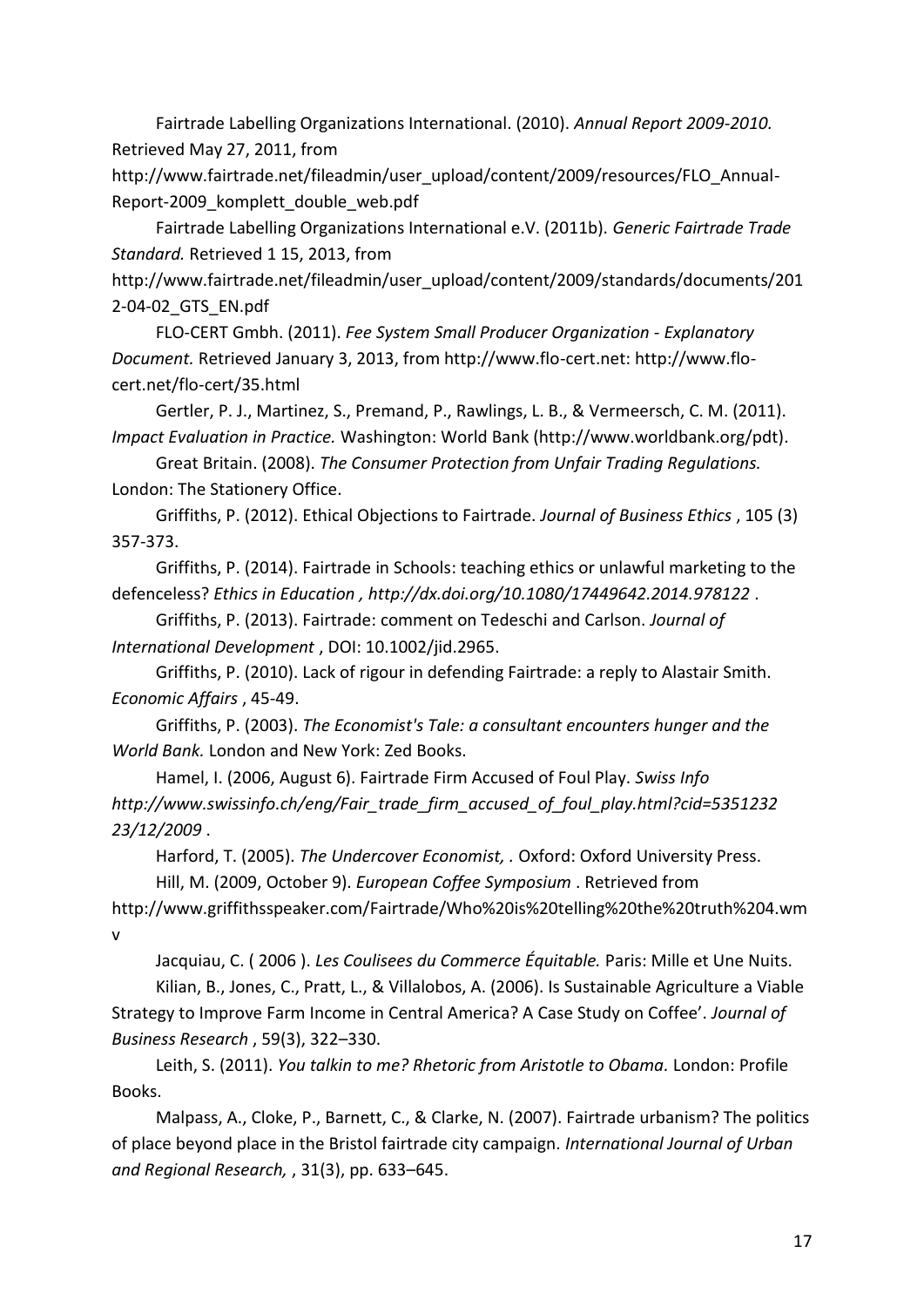Fairtrade Labelling Organizations International. (2010). *Annual Report 2009-2010.* Retrieved May 27, 2011, from http://www.fairtrade.net/fileadmin/user_upload/content/2009/resources/FLO_Annual-Report-2009_komplett_double_web.pdf

Fairtrade Labelling Organizations International e.V. (2011b). *Generic Fairtrade Trade Standard.* Retrieved 1 15, 2013, from http://www.fairtrade.net/fileadmin/user_upload/content/2009/standards/documents/2012-04-02_GTS_EN.pdf

FLO-CERT Gmbh. (2011). *Fee System Small Producer Organization - Explanatory Document.* Retrieved January 3, 2013, from http://www.flo-cert.net: http://www.flo-cert.net/flo-cert/35.html

Gertler, P. J., Martinez, S., Premand, P., Rawlings, L. B., & Vermeersch, C. M. (2011). *Impact Evaluation in Practice.* Washington: World Bank (http://www.worldbank.org/pdt).

Great Britain. (2008). *The Consumer Protection from Unfair Trading Regulations.* London: The Stationery Office.

Griffiths, P. (2012). Ethical Objections to Fairtrade. *Journal of Business Ethics* , 105 (3) 357-373.

Griffiths, P. (2014). Fairtrade in Schools: teaching ethics or unlawful marketing to the defenceless? *Ethics in Education , http://dx.doi.org/10.1080/17449642.2014.978122* .

Griffiths, P. (2013). Fairtrade: comment on Tedeschi and Carlson. *Journal of International Development* , DOI: 10.1002/jid.2965.

Griffiths, P. (2010). Lack of rigour in defending Fairtrade: a reply to Alastair Smith. *Economic Affairs* , 45-49.

Griffiths, P. (2003). *The Economist's Tale: a consultant encounters hunger and the World Bank.* London and New York: Zed Books.

Hamel, I. (2006, August 6). Fairtrade Firm Accused of Foul Play. *Swiss Info http://www.swissinfo.ch/eng/Fair_trade_firm_accused_of_foul_play.html?cid=5351232 23/12/2009* .

Harford, T. (2005). *The Undercover Economist, .* Oxford: Oxford University Press.

Hill, M. (2009, October 9). *European Coffee Symposium* . Retrieved from http://www.griffithsspeaker.com/Fairtrade/Who%20is%20telling%20the%20truth%204.wmv

Jacquiau, C. ( 2006 ). *Les Coulisees du Commerce Équitable.* Paris: Mille et Une Nuits.

Kilian, B., Jones, C., Pratt, L., & Villalobos, A. (2006). Is Sustainable Agriculture a Viable Strategy to Improve Farm Income in Central America? A Case Study on Coffee'. *Journal of Business Research* , 59(3), 322–330.

Leith, S. (2011). *You talkin to me? Rhetoric from Aristotle to Obama.* London: Profile Books.

Malpass, A., Cloke, P., Barnett, C., & Clarke, N. (2007). Fairtrade urbanism? The politics of place beyond place in the Bristol fairtrade city campaign. *International Journal of Urban and Regional Research,* , 31(3), pp. 633–645.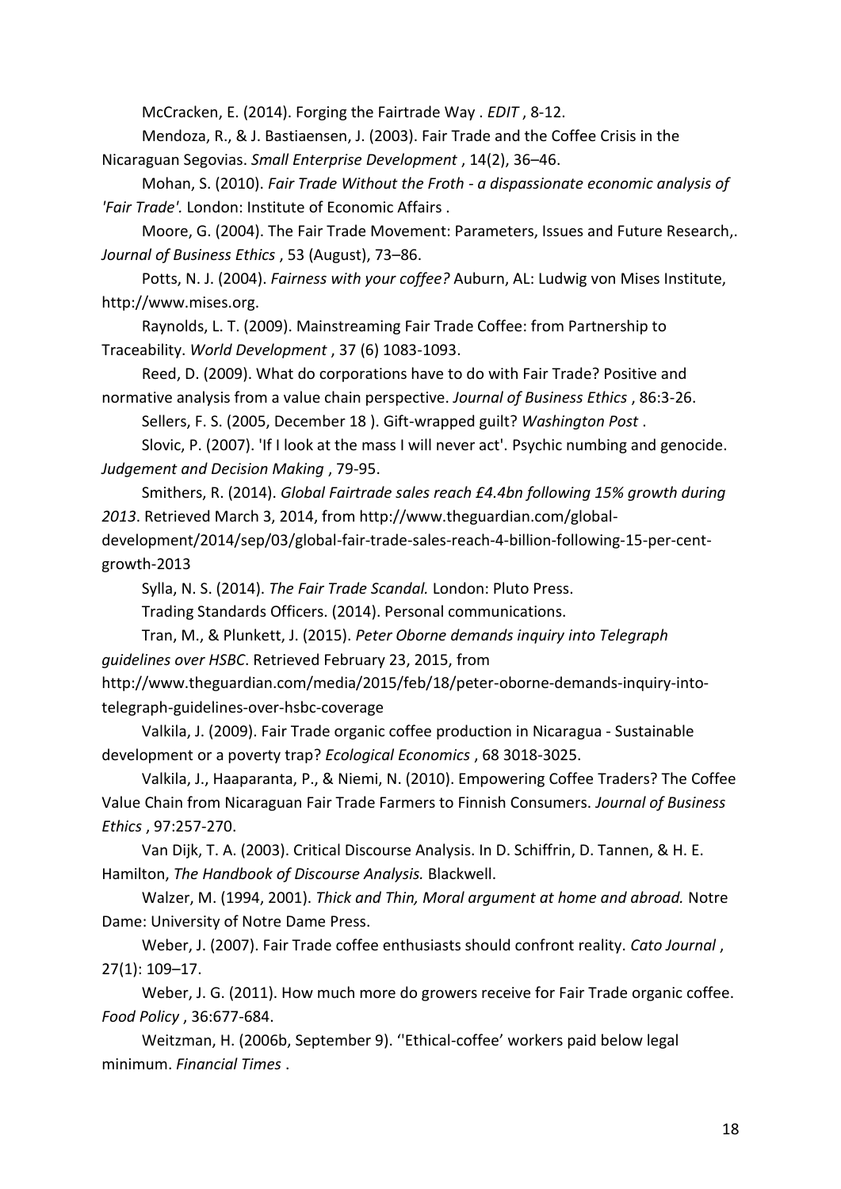McCracken, E. (2014). Forging the Fairtrade Way . *EDIT* , 8-12.

Mendoza, R., & J. Bastiaensen, J. (2003). Fair Trade and the Coffee Crisis in the Nicaraguan Segovias. *Small Enterprise Development* , 14(2), 36–46.

Mohan, S. (2010). *Fair Trade Without the Froth - a dispassionate economic analysis of 'Fair Trade'.* London: Institute of Economic Affairs .

Moore, G. (2004). The Fair Trade Movement: Parameters, Issues and Future Research,. *Journal of Business Ethics* , 53 (August), 73–86.

Potts, N. J. (2004). *Fairness with your coffee?* Auburn, AL: Ludwig von Mises Institute, http://www.mises.org.

Raynolds, L. T. (2009). Mainstreaming Fair Trade Coffee: from Partnership to Traceability. *World Development* , 37 (6) 1083-1093.

Reed, D. (2009). What do corporations have to do with Fair Trade? Positive and normative analysis from a value chain perspective. *Journal of Business Ethics* , 86:3-26.

Sellers, F. S. (2005, December 18 ). Gift-wrapped guilt? *Washington Post* .

Slovic, P. (2007). 'If I look at the mass I will never act'. Psychic numbing and genocide. *Judgement and Decision Making* , 79-95.

Smithers, R. (2014). *Global Fairtrade sales reach £4.4bn following 15% growth during 2013*. Retrieved March 3, 2014, from http://www.theguardian.com/global-development/2014/sep/03/global-fair-trade-sales-reach-4-billion-following-15-per-cent-growth-2013

Sylla, N. S. (2014). *The Fair Trade Scandal.* London: Pluto Press.

Trading Standards Officers. (2014). Personal communications.

Tran, M., & Plunkett, J. (2015). *Peter Oborne demands inquiry into Telegraph guidelines over HSBC*. Retrieved February 23, 2015, from http://www.theguardian.com/media/2015/feb/18/peter-oborne-demands-inquiry-into-telegraph-guidelines-over-hsbc-coverage

Valkila, J. (2009). Fair Trade organic coffee production in Nicaragua - Sustainable development or a poverty trap? *Ecological Economics* , 68 3018-3025.

Valkila, J., Haaparanta, P., & Niemi, N. (2010). Empowering Coffee Traders? The Coffee Value Chain from Nicaraguan Fair Trade Farmers to Finnish Consumers. *Journal of Business Ethics* , 97:257-270.

Van Dijk, T. A. (2003). Critical Discourse Analysis. In D. Schiffrin, D. Tannen, & H. E. Hamilton, *The Handbook of Discourse Analysis.* Blackwell.

Walzer, M. (1994, 2001). *Thick and Thin, Moral argument at home and abroad.* Notre Dame: University of Notre Dame Press.

Weber, J. (2007). Fair Trade coffee enthusiasts should confront reality. *Cato Journal* , 27(1): 109–17.

Weber, J. G. (2011). How much more do growers receive for Fair Trade organic coffee. *Food Policy* , 36:677-684.

Weitzman, H. (2006b, September 9). ''Ethical-coffee' workers paid below legal minimum. *Financial Times* .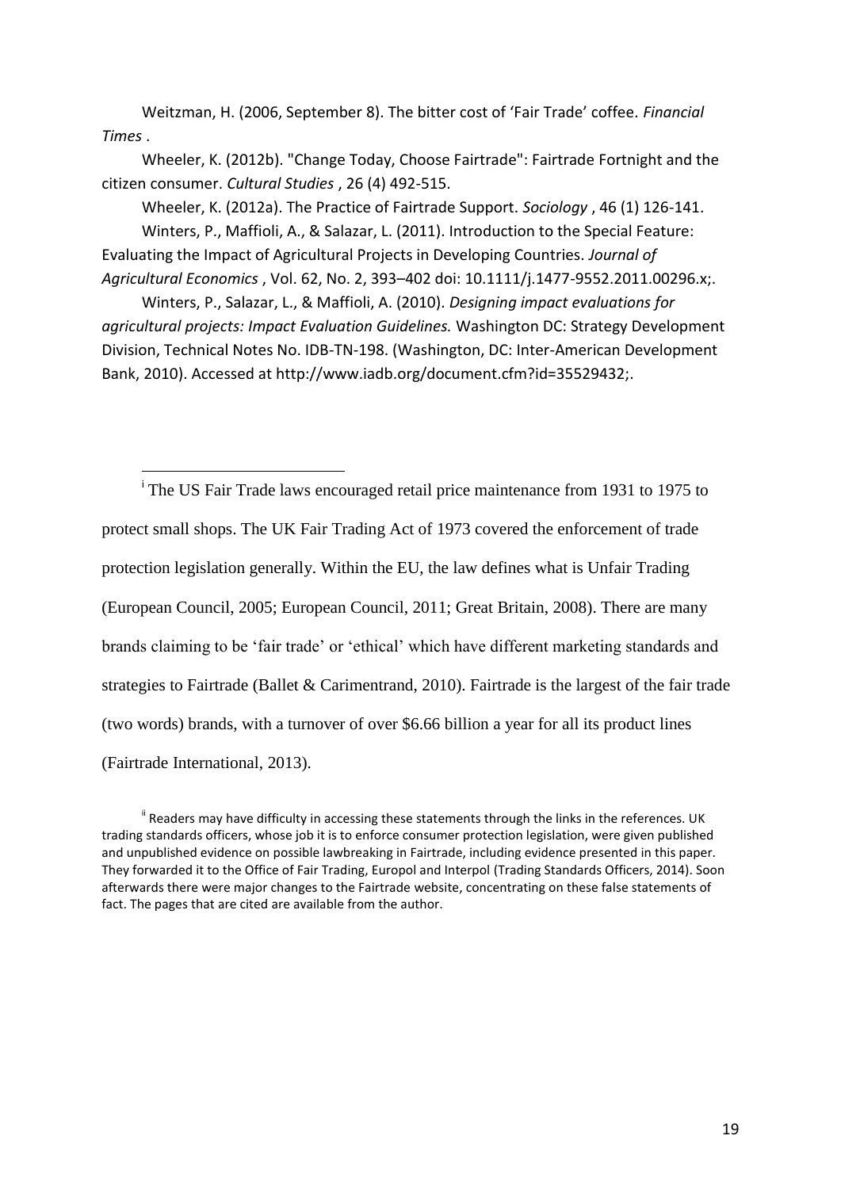Weitzman, H. (2006, September 8). The bitter cost of 'Fair Trade' coffee. *Financial Times* .

Wheeler, K. (2012b). "Change Today, Choose Fairtrade": Fairtrade Fortnight and the citizen consumer. *Cultural Studies* , 26 (4) 492-515.

Wheeler, K. (2012a). The Practice of Fairtrade Support. *Sociology* , 46 (1) 126-141.

Winters, P., Maffioli, A., & Salazar, L. (2011). Introduction to the Special Feature: Evaluating the Impact of Agricultural Projects in Developing Countries. *Journal of Agricultural Economics* , Vol. 62, No. 2, 393–402 doi: 10.1111/j.1477-9552.2011.00296.x;.

Winters, P., Salazar, L., & Maffioli, A. (2010). *Designing impact evaluations for agricultural projects: Impact Evaluation Guidelines.* Washington DC: Strategy Development Division, Technical Notes No. IDB-TN-198. (Washington, DC: Inter-American Development Bank, 2010). Accessed at http://www.iadb.org/document.cfm?id=35529432;.

---

[i] The US Fair Trade laws encouraged retail price maintenance from 1931 to 1975 to protect small shops. The UK Fair Trading Act of 1973 covered the enforcement of trade protection legislation generally. Within the EU, the law defines what is Unfair Trading (European Council, 2005; European Council, 2011; Great Britain, 2008). There are many brands claiming to be 'fair trade' or 'ethical' which have different marketing standards and strategies to Fairtrade (Ballet & Carimentrand, 2010). Fairtrade is the largest of the fair trade (two words) brands, with a turnover of over $6.66 billion a year for all its product lines (Fairtrade International, 2013).

[ii] Readers may have difficulty in accessing these statements through the links in the references. UK trading standards officers, whose job it is to enforce consumer protection legislation, were given published and unpublished evidence on possible lawbreaking in Fairtrade, including evidence presented in this paper. They forwarded it to the Office of Fair Trading, Europol and Interpol (Trading Standards Officers, 2014). Soon afterwards there were major changes to the Fairtrade website, concentrating on these false statements of fact. The pages that are cited are available from the author.